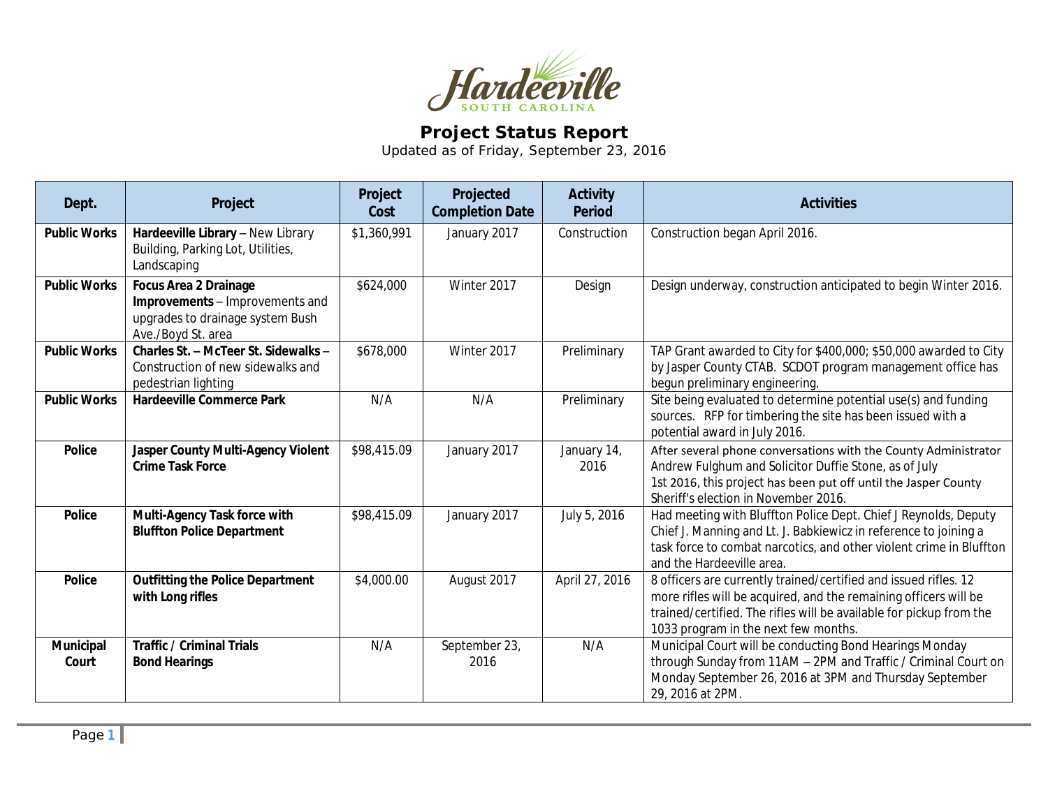Hardeeville
SOUTH CAROLINA

# Project Status Report

Updated as of Friday, September 23, 2016

| Dept. | Project | Project Cost | Projected Completion Date | Activity Period | Activities |
|---|---|---|---|---|---|
| **Public Works** | **Hardeeville Library** – New Library Building, Parking Lot, Utilities, Landscaping | $1,360,991 | January 2017 | Construction | Construction began April 2016. |
| **Public Works** | **Focus Area 2 Drainage Improvements** – Improvements and upgrades to drainage system Bush Ave./Boyd St. area | $624,000 | Winter 2017 | Design | Design underway, construction anticipated to begin Winter 2016. |
| **Public Works** | **Charles St. – McTeer St. Sidewalks** – Construction of new sidewalks and pedestrian lighting | $678,000 | Winter 2017 | Preliminary | TAP Grant awarded to City for $400,000; $50,000 awarded to City by Jasper County CTAB. SCDOT program management office has begun preliminary engineering. |
| **Public Works** | **Hardeeville Commerce Park** | N/A | N/A | Preliminary | Site being evaluated to determine potential use(s) and funding sources. RFP for timbering the site has been issued with a potential award in July 2016. |
| **Police** | **Jasper County Multi-Agency Violent Crime Task Force** | $98,415.09 | January 2017 | January 14, 2016 | After several phone conversations with the County Administrator Andrew Fulghum and Solicitor Duffie Stone, as of July 1st 2016, this project has been put off until the Jasper County Sheriff's election in November 2016. |
| **Police** | **Multi-Agency Task force with Bluffton Police Department** | $98,415.09 | January 2017 | July 5, 2016 | Had meeting with Bluffton Police Dept. Chief J Reynolds, Deputy Chief J. Manning and Lt. J. Babkiewicz in reference to joining a task force to combat narcotics, and other violent crime in Bluffton and the Hardeeville area. |
| **Police** | **Outfitting the Police Department with Long rifles** | $4,000.00 | August 2017 | April 27, 2016 | 8 officers are currently trained/certified and issued rifles. 12 more rifles will be acquired, and the remaining officers will be trained/certified. The rifles will be available for pickup from the 1033 program in the next few months. |
| **Municipal Court** | **Traffic / Criminal Trials Bond Hearings** | N/A | September 23, 2016 | N/A | Municipal Court will be conducting Bond Hearings Monday through Sunday from 11AM – 2PM and Traffic / Criminal Court on Monday September 26, 2016 at 3PM and Thursday September 29, 2016 at 2PM. |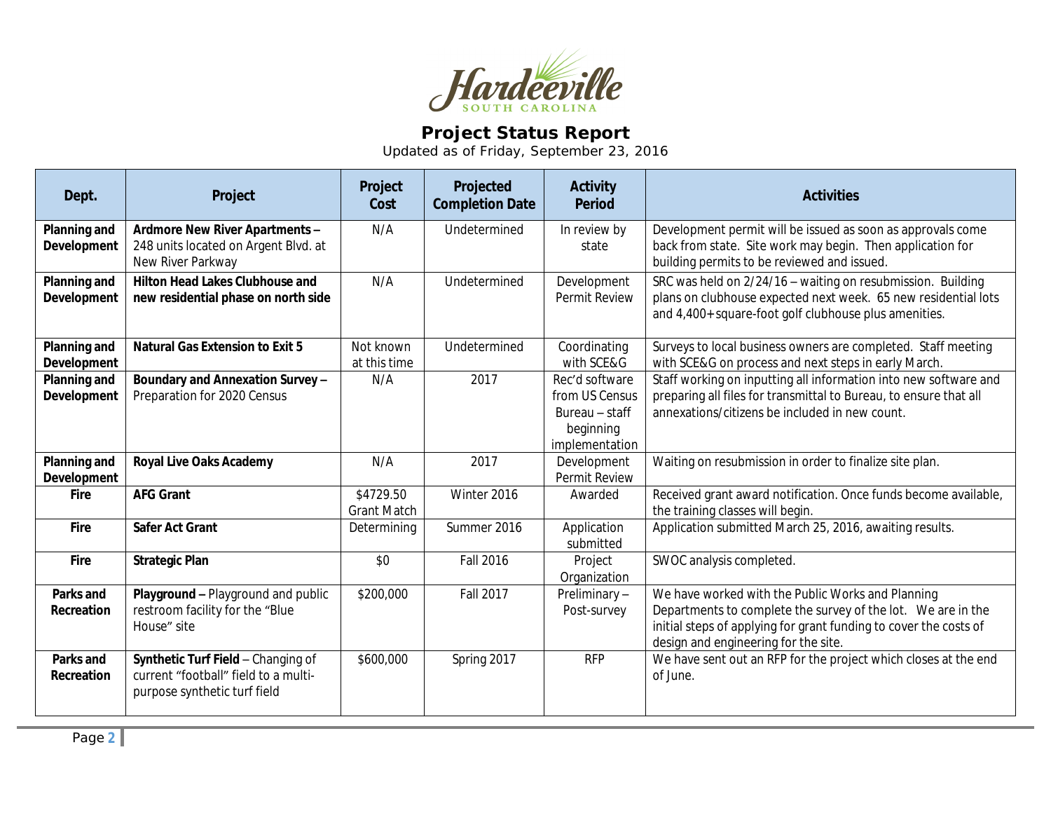Hardeeville
SOUTH CAROLINA

# Project Status Report

Updated as of Friday, September 23, 2016

| Dept. | Project | Project Cost | Projected Completion Date | Activity Period | Activities |
|---|---|---|---|---|---|
| **Planning and Development** | **Ardmore New River Apartments –** 248 units located on Argent Blvd. at New River Parkway | N/A | Undetermined | In review by state | Development permit will be issued as soon as approvals come back from state. Site work may begin. Then application for building permits to be reviewed and issued. |
| **Planning and Development** | **Hilton Head Lakes Clubhouse and new residential phase on north side** | N/A | Undetermined | Development Permit Review | SRC was held on 2/24/16 – waiting on resubmission. Building plans on clubhouse expected next week. 65 new residential lots and 4,400+ square-foot golf clubhouse plus amenities. |
| **Planning and Development** | **Natural Gas Extension to Exit 5** | Not known at this time | Undetermined | Coordinating with SCE&G | Surveys to local business owners are completed. Staff meeting with SCE&G on process and next steps in early March. |
| **Planning and Development** | **Boundary and Annexation Survey –** Preparation for 2020 Census | N/A | 2017 | Rec'd software from US Census Bureau – staff beginning implementation | Staff working on inputting all information into new software and preparing all files for transmittal to Bureau, to ensure that all annexations/citizens be included in new count. |
| **Planning and Development** | **Royal Live Oaks Academy** | N/A | 2017 | Development Permit Review | Waiting on resubmission in order to finalize site plan. |
| **Fire** | **AFG Grant** | $4729.50 Grant Match | Winter 2016 | Awarded | Received grant award notification. Once funds become available, the training classes will begin. |
| **Fire** | **Safer Act Grant** | Determining | Summer 2016 | Application submitted | Application submitted March 25, 2016, awaiting results. |
| **Fire** | **Strategic Plan** | $0 | Fall 2016 | Project Organization | SWOC analysis completed. |
| **Parks and Recreation** | **Playground –** Playground and public restroom facility for the "Blue House" site | $200,000 | Fall 2017 | Preliminary – Post-survey | We have worked with the Public Works and Planning Departments to complete the survey of the lot. We are in the initial steps of applying for grant funding to cover the costs of design and engineering for the site. |
| **Parks and Recreation** | **Synthetic Turf Field** – Changing of current "football" field to a multi-purpose synthetic turf field | $600,000 | Spring 2017 | RFP | We have sent out an RFP for the project which closes at the end of June. |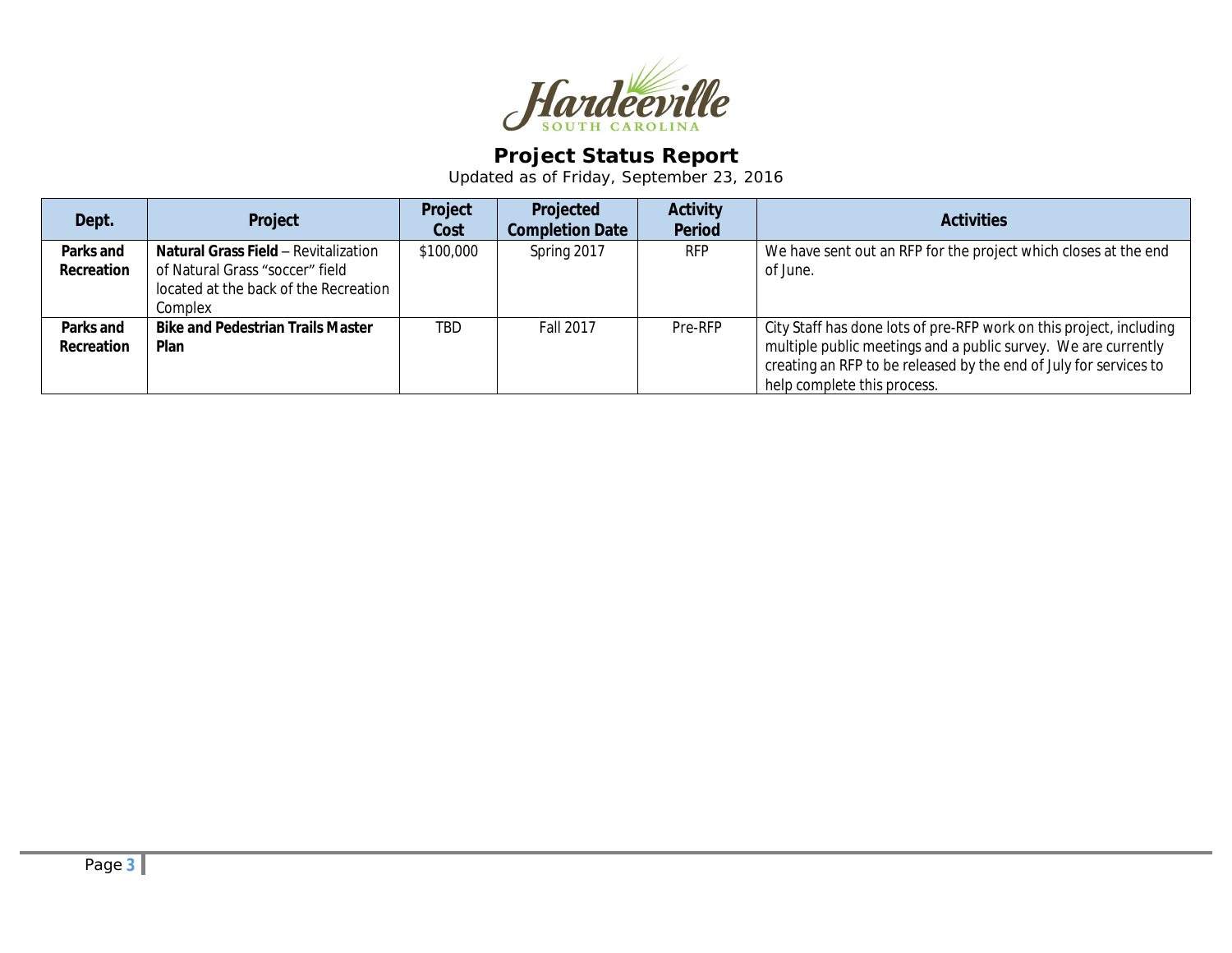Hardeeville
SOUTH CAROLINA

# Project Status Report

Updated as of Friday, September 23, 2016

| Dept. | Project | Project Cost | Projected Completion Date | Activity Period | Activities |
|---|---|---|---|---|---|
| **Parks and Recreation** | **Natural Grass Field** – Revitalization of Natural Grass "soccer" field located at the back of the Recreation Complex | $100,000 | Spring 2017 | RFP | We have sent out an RFP for the project which closes at the end of June. |
| **Parks and Recreation** | **Bike and Pedestrian Trails Master Plan** | TBD | Fall 2017 | Pre-RFP | City Staff has done lots of pre-RFP work on this project, including multiple public meetings and a public survey. We are currently creating an RFP to be released by the end of July for services to help complete this process. |